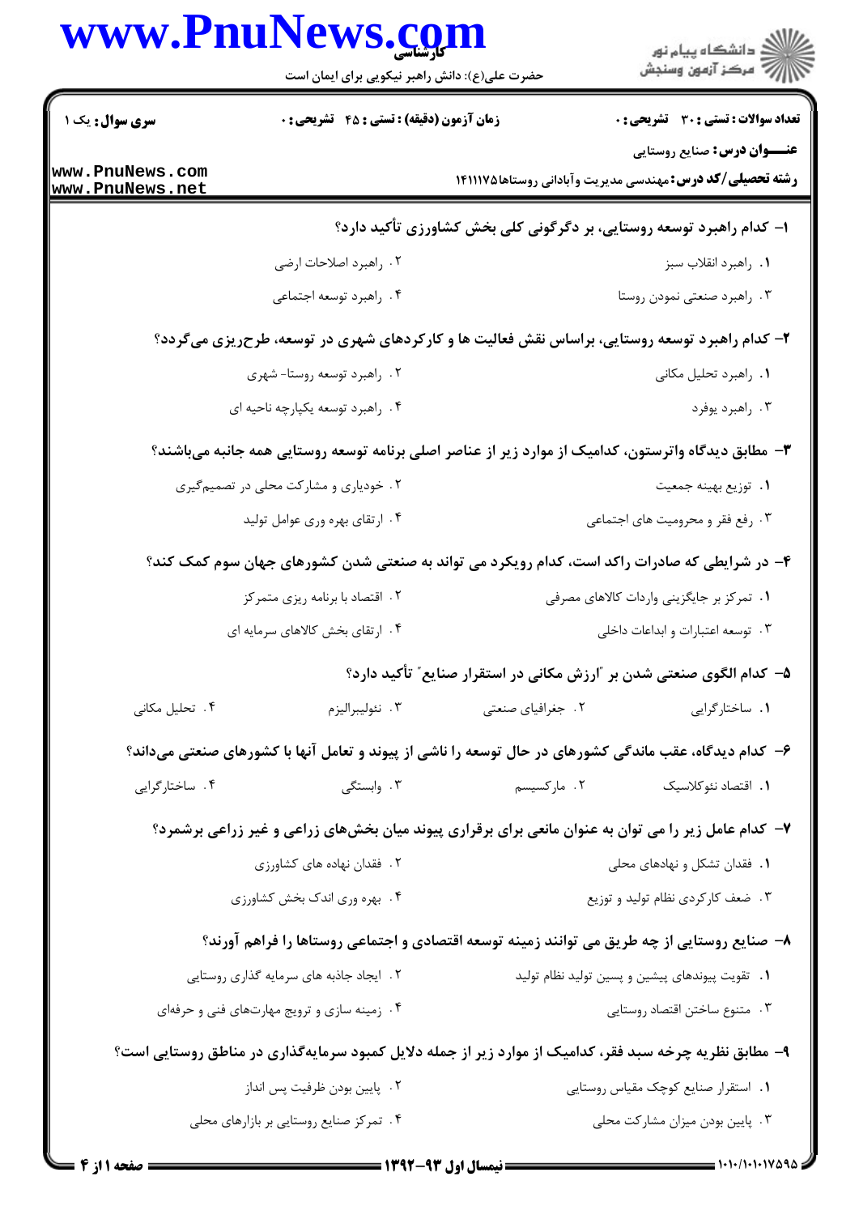**سری سوال:** یک ۱

**زمان آزمون (دقیقه) : تستی : ۴۵ تشریحی : ۰**

**تعداد سوالات : تستی : ۳۰ تشریحی : ۰**

**عنـــوان درس:** صنایع روستایی

**رشته تحصیلی/کد درس:** مهندسی مدیریت وآبادانی روستاها۱۴۱۱۱۷۵

**۱- کدام راهبرد توسعه روستایی، بر دگرگونی کلی بخش کشاورزی تأکید دارد؟**

۱. راهبرد انقلاب سبز

۲. راهبرد اصلاحات ارضی

۳. راهبرد صنعتی نمودن روستا

۴. راهبرد توسعه اجتماعی

**۲- کدام راهبرد توسعه روستایی، براساس نقش فعالیت ها و کارکردهای شهری در توسعه، طرح‌ریزی می‌گردد؟**

۱. راهبرد تحلیل مکانی

۲. راهبرد توسعه روستا- شهری

۳. راهبرد یوفرد

۴. راهبرد توسعه یکپارچه ناحیه ای

**۳- مطابق دیدگاه واترستون، کدامیک از موارد زیر از عناصر اصلی برنامه توسعه روستایی همه جانبه می‌باشند؟**

۱. توزیع بهینه جمعیت

۲. خودیاری و مشارکت محلی در تصمیم‌گیری

۳. رفع فقر و محرومیت های اجتماعی

۴. ارتقای بهره وری عوامل تولید

**۴- در شرایطی که صادرات راکد است، کدام رویکرد می تواند به صنعتی شدن کشورهای جهان سوم کمک کند؟**

۱. تمرکز بر جایگزینی واردات کالاهای مصرفی

۲. اقتصاد با برنامه ریزی متمرکز

۳. توسعه اعتبارات و ابداعات داخلی

۴. ارتقای بخش کالاهای سرمایه ای

**۵- کدام الگوی صنعتی شدن بر "ارزش مکانی در استقرار صنایع" تأکید دارد؟**

۱. ساختارگرایی

۲. جغرافیای صنعتی

۳. نئولیبرالیزم

۴. تحلیل مکانی

**۶- کدام دیدگاه، عقب ماندگی کشورهای در حال توسعه را ناشی از پیوند و تعامل آنها با کشورهای صنعتی می‌داند؟**

۱. اقتصاد نئوکلاسیک

۲. مارکسیسم

۳. وابستگی

۴. ساختارگرایی

**۷- کدام عامل زیر را می توان به عنوان مانعی برای برقراری پیوند میان بخش‌های زراعی و غیر زراعی برشمرد؟**

۱. فقدان تشکل و نهادهای محلی

۲. فقدان نهاده های کشاورزی

۳. ضعف کارکردی نظام تولید و توزیع

۴. بهره وری اندک بخش کشاورزی

**۸- صنایع روستایی از چه طریق می توانند زمینه توسعه اقتصادی و اجتماعی روستاها را فراهم آورند؟**

۱. تقویت پیوندهای پیشین و پسین تولید نظام تولید

۲. ایجاد جاذبه های سرمایه گذاری روستایی

۳. متنوع ساختن اقتصاد روستایی

۴. زمینه سازی و ترویج مهارت‌های فنی و حرفه‌ای

**۹- مطابق نظریه چرخه سبد فقر، کدامیک از موارد زیر از جمله دلایل کمبود سرمایه‌گذاری در مناطق روستایی است؟**

۱. استقرار صنایع کوچک مقیاس روستایی

۲. پایین بودن ظرفیت پس انداز

۳. پایین بودن میزان مشارکت محلی

۴. تمرکز صنایع روستایی بر بازارهای محلی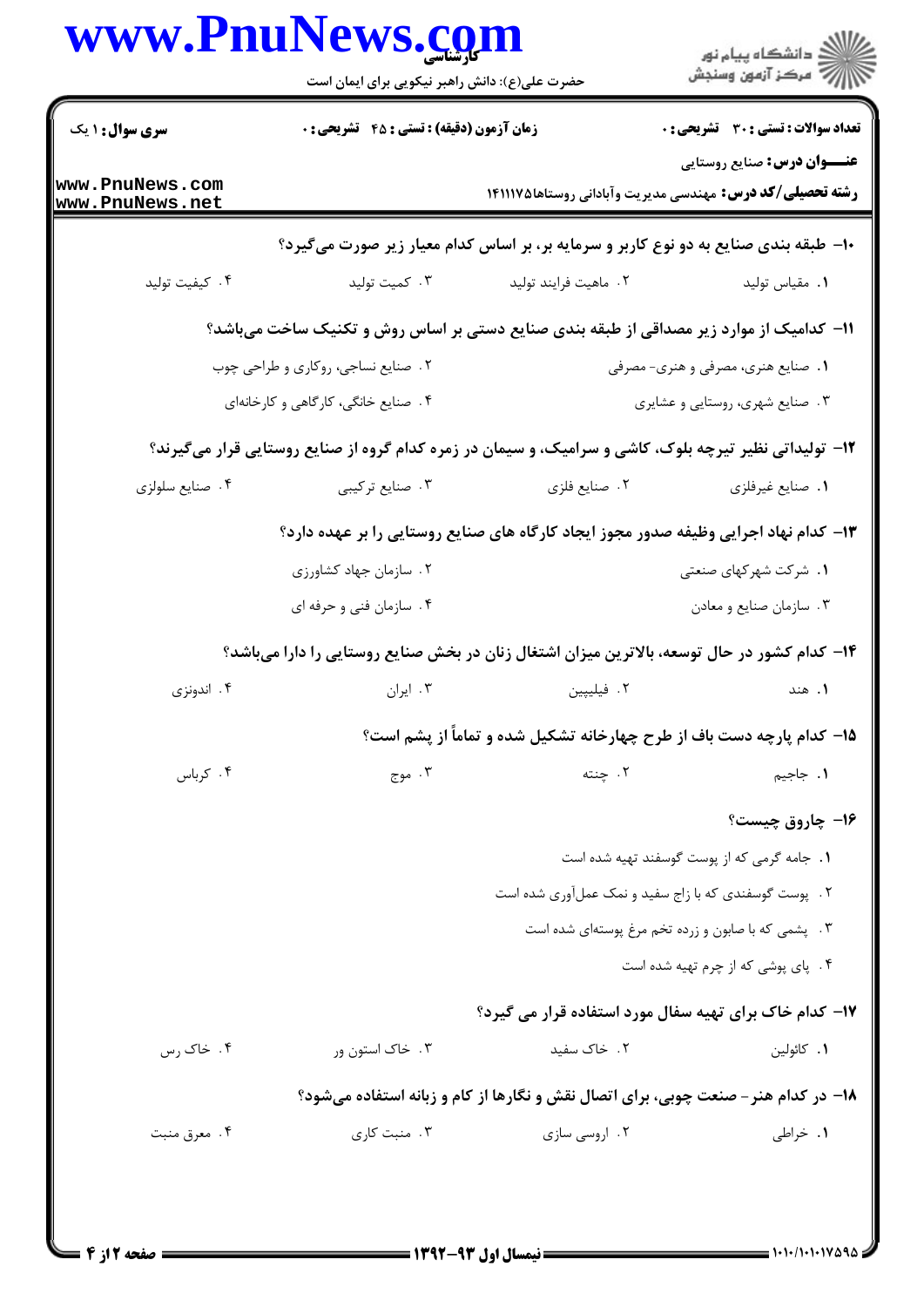۱۰- طبقه بندی صنایع به دو نوع کاربر و سرمایه بر، بر اساس کدام معیار زیر صورت می‌گیرد؟

۱. مقیاس تولید
۲. ماهیت فرایند تولید
۳. کمیت تولید
۴. کیفیت تولید

۱۱- کدامیک از موارد زیر مصداقی از طبقه بندی صنایع دستی بر اساس روش و تکنیک ساخت می‌باشد؟

۱. صنایع هنری، مصرفی و هنری- مصرفی
۲. صنایع نساجی، روکاری و طراحی چوب
۳. صنایع شهری، روستایی و عشایری
۴. صنایع خانگی، کارگاهی و کارخانه‌ای

۱۲- تولیداتی نظیر تیرچه بلوک، کاشی و سرامیک، و سیمان در زمره کدام گروه از صنایع روستایی قرار می‌گیرند؟

۱. صنایع غیرفلزی
۲. صنایع فلزی
۳. صنایع ترکیبی
۴. صنایع سلولزی

۱۳- کدام نهاد اجرایی وظیفه صدور مجوز ایجاد کارگاه های صنایع روستایی را بر عهده دارد؟

۱. شرکت شهرکهای صنعتی
۲. سازمان جهاد کشاورزی
۳. سازمان صنایع و معادن
۴. سازمان فنی و حرفه ای

۱۴- کدام کشور در حال توسعه، بالاترین میزان اشتغال زنان در بخش صنایع روستایی را دارا می‌باشد؟

۱. هند
۲. فیلیپین
۳. ایران
۴. اندونزی

۱۵- کدام پارچه دست باف از طرح چهارخانه تشکیل شده و تماماً از پشم است؟

۱. جاجیم
۲. چنته
۳. موج
۴. کرباس

۱۶- چاروق چیست؟

۱. جامه گرمی که از پوست گوسفند تهیه شده است
۲. پوست گوسفندی که با زاج سفید و نمک عمل‌آوری شده است
۳. پشمی که با صابون و زرده تخم مرغ پوسته‌ای شده است
۴. پای پوشی که از چرم تهیه شده است

۱۷- کدام خاک برای تهیه سفال مورد استفاده قرار می گیرد؟

۱. کائولین
۲. خاک سفید
۳. خاک استون ور
۴. خاک رس

۱۸- در کدام هنر- صنعت چوبی، برای اتصال نقش و نگارها از کام و زبانه استفاده می‌شود؟

۱. خراطی
۲. اروسی سازی
۳. منبت کاری
۴. معرق منبت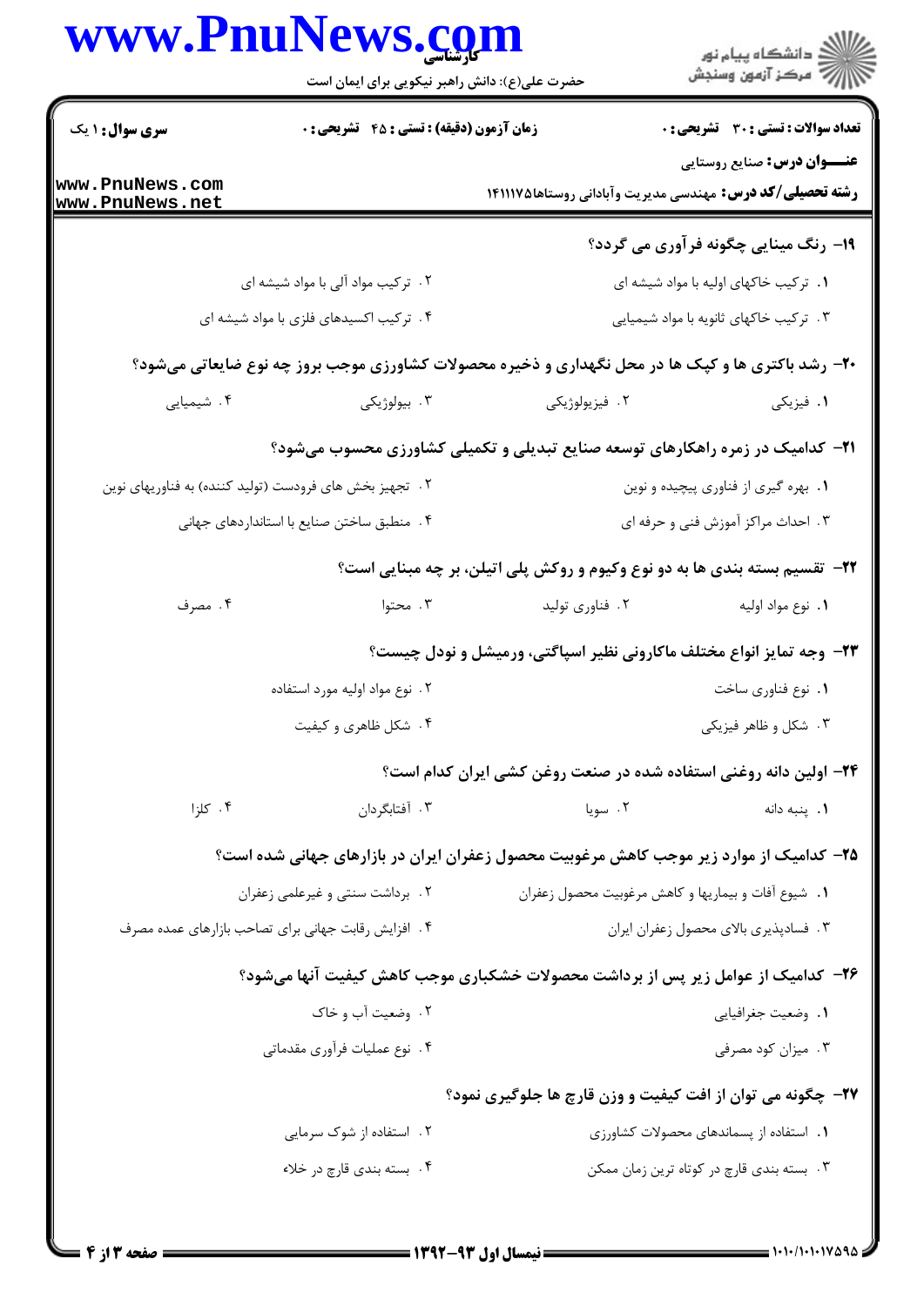۱۹- رنگ مینایی چگونه فرآوری می گردد؟

۱. ترکیب خاکهای اولیه با مواد شیشه ای

۲. ترکیب مواد آلی با مواد شیشه ای

۳. ترکیب خاکهای ثانویه با مواد شیمیایی

۴. ترکیب اکسیدهای فلزی با مواد شیشه ای

۲۰- رشد باکتری ها و کپک ها در محل نگهداری و ذخیره محصولات کشاورزی موجب بروز چه نوع ضایعاتی می‌شود؟

۱. فیزیکی

۲. فیزیولوژیکی

۳. بیولوژیکی

۴. شیمیایی

۲۱- کدامیک در زمره راهکارهای توسعه صنایع تبدیلی و تکمیلی کشاورزی محسوب می‌شود؟

۱. بهره گیری از فناوری پیچیده و نوین

۲. تجهیز بخش های فرودست (تولید کننده) به فناوریهای نوین

۳. احداث مراکز آموزش فنی و حرفه ای

۴. منطبق ساختن صنایع با استانداردهای جهانی

۲۲- تقسیم بسته بندی ها به دو نوع وکیوم و روکش پلی اتیلن، بر چه مبنایی است؟

۱. نوع مواد اولیه

۲. فناوری تولید

۳. محتوا

۴. مصرف

۲۳- وجه تمایز انواع مختلف ماکارونی نظیر اسپاگتی، ورمیشل و نودل چیست؟

۱. نوع فناوری ساخت

۲. نوع مواد اولیه مورد استفاده

۳. شکل و ظاهر فیزیکی

۴. شکل ظاهری و کیفیت

۲۴- اولین دانه روغنی استفاده شده در صنعت روغن کشی ایران کدام است؟

۱. پنبه دانه

۲. سویا

۳. آفتابگردان

۴. کلزا

۲۵- کدامیک از موارد زیر موجب کاهش مرغوبیت محصول زعفران ایران در بازارهای جهانی شده است؟

۱. شیوع آفات و بیماریها و کاهش مرغوبیت محصول زعفران

۲. برداشت سنتی و غیرعلمی زعفران

۳. فسادپذیری بالای محصول زعفران ایران

۴. افزایش رقابت جهانی برای تصاحب بازارهای عمده مصرف

۲۶- کدامیک از عوامل زیر پس از برداشت محصولات خشکباری موجب کاهش کیفیت آنها می‌شود؟

۱. وضعیت جغرافیایی

۲. وضعیت آب و خاک

۳. میزان کود مصرفی

۴. نوع عملیات فرآوری مقدماتی

۲۷- چگونه می توان از افت کیفیت و وزن قارچ ها جلوگیری نمود؟

۱. استفاده از پسماندهای محصولات کشاورزی

۲. استفاده از شوک سرمایی

۳. بسته بندی قارچ در کوتاه ترین زمان ممکن

۴. بسته بندی قارچ در خلاء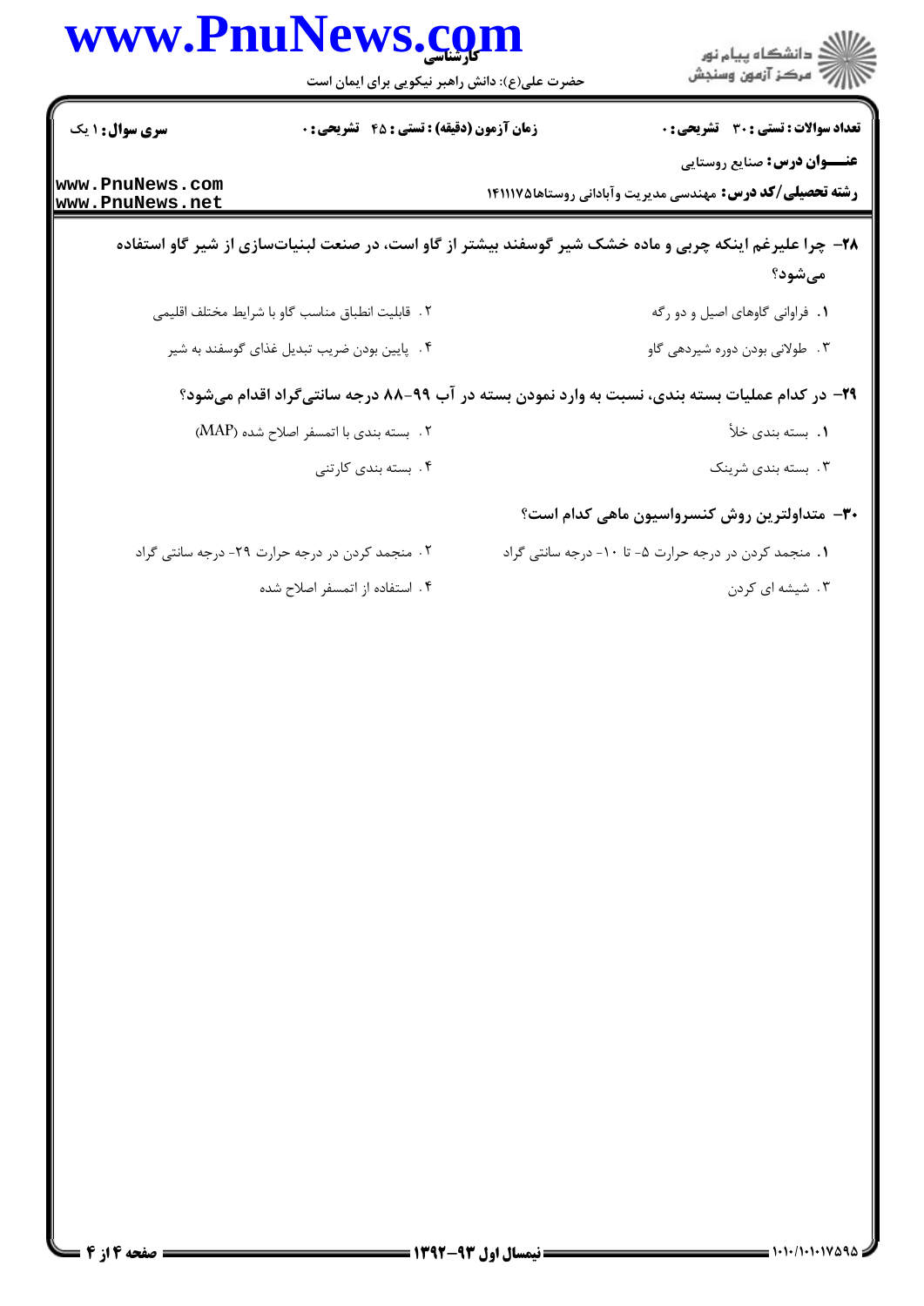**تعداد سوالات : تستی : ۳۰ تشریحی : ۰** | **زمان آزمون (دقیقه) : تستی : ۴۵ تشریحی : ۰** | **سری سوال : ۱ یک**

**عنـــوان درس:** صنایع روستایی

**رشته تحصیلی/کد درس:** مهندسی مدیریت وآبادانی روستاها۱۴۱۱۱۷۵

**۲۸- چرا علیرغم اینکه چربی و ماده خشک شیر گوسفند بیشتر از گاو است، در صنعت لبنیات‌سازی از شیر گاو استفاده می‌شود؟**

۱. فراوانی گاوهای اصیل و دو رگه

۲. قابلیت انطباق مناسب گاو با شرایط مختلف اقلیمی

۳. طولانی بودن دوره شیردهی گاو

۴. پایین بودن ضریب تبدیل غذای گوسفند به شیر

**۲۹- در کدام عملیات بسته بندی، نسبت به وارد نمودن بسته در آب ۹۹-۸۸ درجه سانتی‌گراد اقدام می‌شود؟**

۱. بسته بندی خلأ

۲. بسته بندی با اتمسفر اصلاح شده (MAP)

۳. بسته بندی شرینک

۴. بسته بندی کارتنی

**۳۰- متداولترین روش کنسرواسیون ماهی کدام است؟**

۱. منجمد کردن در درجه حرارت ۵- تا ۱۰- درجه سانتی گراد

۲. منجمد کردن در درجه حرارت ۲۹- درجه سانتی گراد

۳. شیشه ای کردن

۴. استفاده از اتمسفر اصلاح شده